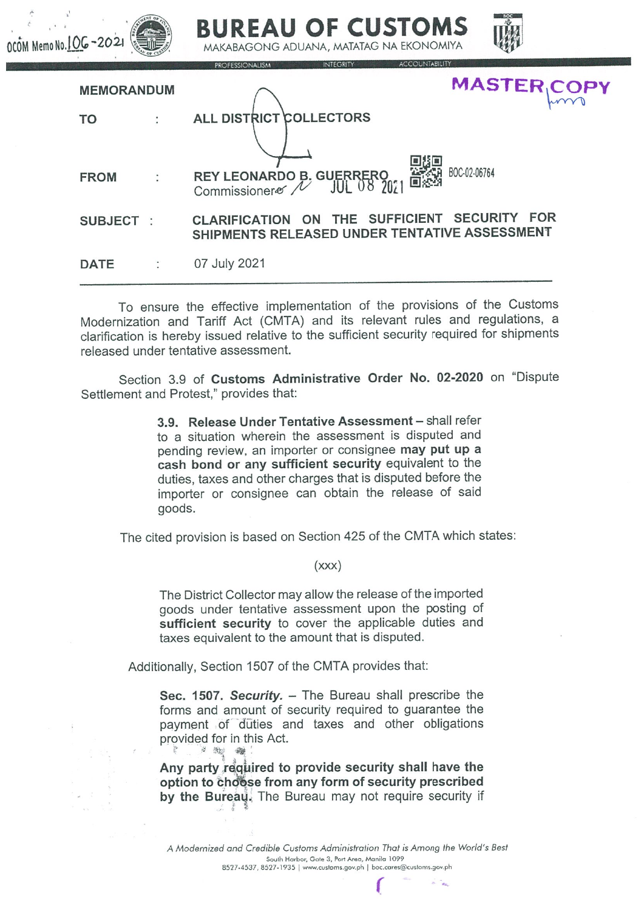OCOM Memo No. 106-2021

# BUREAU OF CUSTOMS

MAKABAGONG ADUANA, MATATAG NA EKONOMIYA

PROFESSIONALISM INTEGRITY ACCOUNTABILITY

MASTER COPY

**MEMORANDUM**

| | | |
|---|---|---|
| **TO** | : | **ALL DISTRICT COLLECTORS** |
| **FROM** | : | **REY LEONARDO B. GUERRERO** Commissioner |
| **SUBJECT** | : | **CLARIFICATION ON THE SUFFICIENT SECURITY FOR SHIPMENTS RELEASED UNDER TENTATIVE ASSESSMENT** |
| **DATE** | : | 07 July 2021 |

JUL 08 2021

BOC-02-06764

---

To ensure the effective implementation of the provisions of the Customs Modernization and Tariff Act (CMTA) and its relevant rules and regulations, a clarification is hereby issued relative to the sufficient security required for shipments released under tentative assessment.

Section 3.9 of **Customs Administrative Order No. 02-2020** on "Dispute Settlement and Protest," provides that:

> **3.9. Release Under Tentative Assessment** – shall refer to a situation wherein the assessment is disputed and pending review, an importer or consignee **may put up a cash bond or any sufficient security** equivalent to the duties, taxes and other charges that is disputed before the importer or consignee can obtain the release of said goods.

The cited provision is based on Section 425 of the CMTA which states:

(xxx)

> The District Collector may allow the release of the imported goods under tentative assessment upon the posting of **sufficient security** to cover the applicable duties and taxes equivalent to the amount that is disputed.

Additionally, Section 1507 of the CMTA provides that:

> **Sec. 1507. *Security.*** – The Bureau shall prescribe the forms and amount of security required to guarantee the payment of duties and taxes and other obligations provided for in this Act.
>
> **Any party required to provide security shall have the option to choose from any form of security prescribed by the Bureau.** The Bureau may not require security if

*A Modernized and Credible Customs Administration That is Among the World's Best*

South Harbor, Gate 3, Port Area, Manila 1099

8527-4537, 8527-1935 | www.customs.gov.ph | boc.cares@customs.gov.ph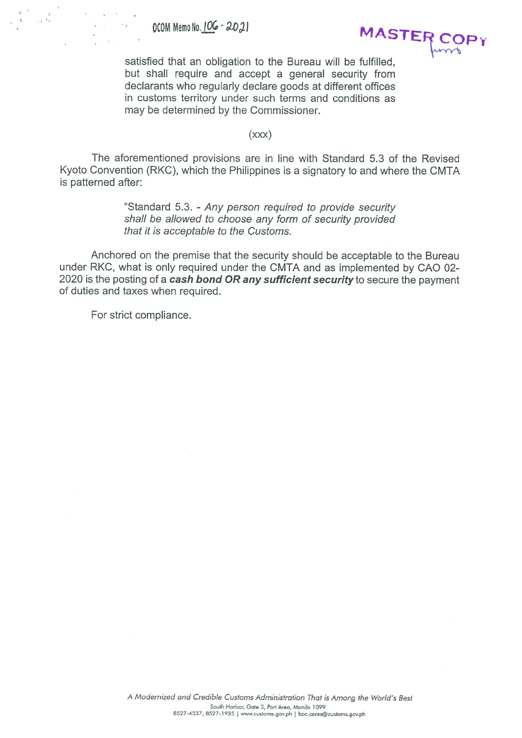satisfied that an obligation to the Bureau will be fulfilled, but shall require and accept a general security from declarants who regularly declare goods at different offices in customs territory under such terms and conditions as may be determined by the Commissioner.

(xxx)

The aforementioned provisions are in line with Standard 5.3 of the Revised Kyoto Convention (RKC), which the Philippines is a signatory to and where the CMTA is patterned after:

> "Standard 5.3. - *Any person required to provide security shall be allowed to choose any form of security provided that it is acceptable to the Customs.*

Anchored on the premise that the security should be acceptable to the Bureau under RKC, what is only required under the CMTA and as implemented by CAO 02-2020 is the posting of a ***cash bond OR any sufficient security*** to secure the payment of duties and taxes when required.

For strict compliance.